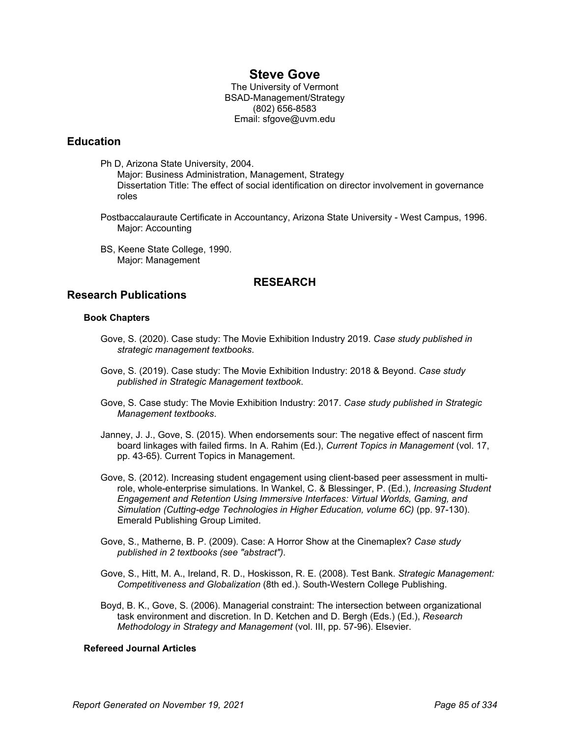# Steve Gove

The University of Vermont
BSAD-Management/Strategy
(802) 656-8583
Email: sfgove@uvm.edu

## Education

Ph D, Arizona State University, 2004.
Major: Business Administration, Management, Strategy
Dissertation Title: The effect of social identification on director involvement in governance roles

Postbaccalauraute Certificate in Accountancy, Arizona State University - West Campus, 1996.
Major: Accounting

BS, Keene State College, 1990.
Major: Management

## RESEARCH

## Research Publications

### Book Chapters

Gove, S. (2020). Case study: The Movie Exhibition Industry 2019. *Case study published in strategic management textbooks*.

Gove, S. (2019). Case study: The Movie Exhibition Industry: 2018 & Beyond. *Case study published in Strategic Management textbook*.

Gove, S. Case study: The Movie Exhibition Industry: 2017. *Case study published in Strategic Management textbooks*.

Janney, J. J., Gove, S. (2015). When endorsements sour: The negative effect of nascent firm board linkages with failed firms. In A. Rahim (Ed.), *Current Topics in Management* (vol. 17, pp. 43-65). Current Topics in Management.

Gove, S. (2012). Increasing student engagement using client-based peer assessment in multi-role, whole-enterprise simulations. In Wankel, C. & Blessinger, P. (Ed.), *Increasing Student Engagement and Retention Using Immersive Interfaces: Virtual Worlds, Gaming, and Simulation (Cutting-edge Technologies in Higher Education, volume 6C)* (pp. 97-130). Emerald Publishing Group Limited.

Gove, S., Matherne, B. P. (2009). Case: A Horror Show at the Cinemaplex? *Case study published in 2 textbooks (see "abstract")*.

Gove, S., Hitt, M. A., Ireland, R. D., Hoskisson, R. E. (2008). Test Bank. *Strategic Management: Competitiveness and Globalization* (8th ed.). South-Western College Publishing.

Boyd, B. K., Gove, S. (2006). Managerial constraint: The intersection between organizational task environment and discretion. In D. Ketchen and D. Bergh (Eds.) (Ed.), *Research Methodology in Strategy and Management* (vol. III, pp. 57-96). Elsevier.

### Refereed Journal Articles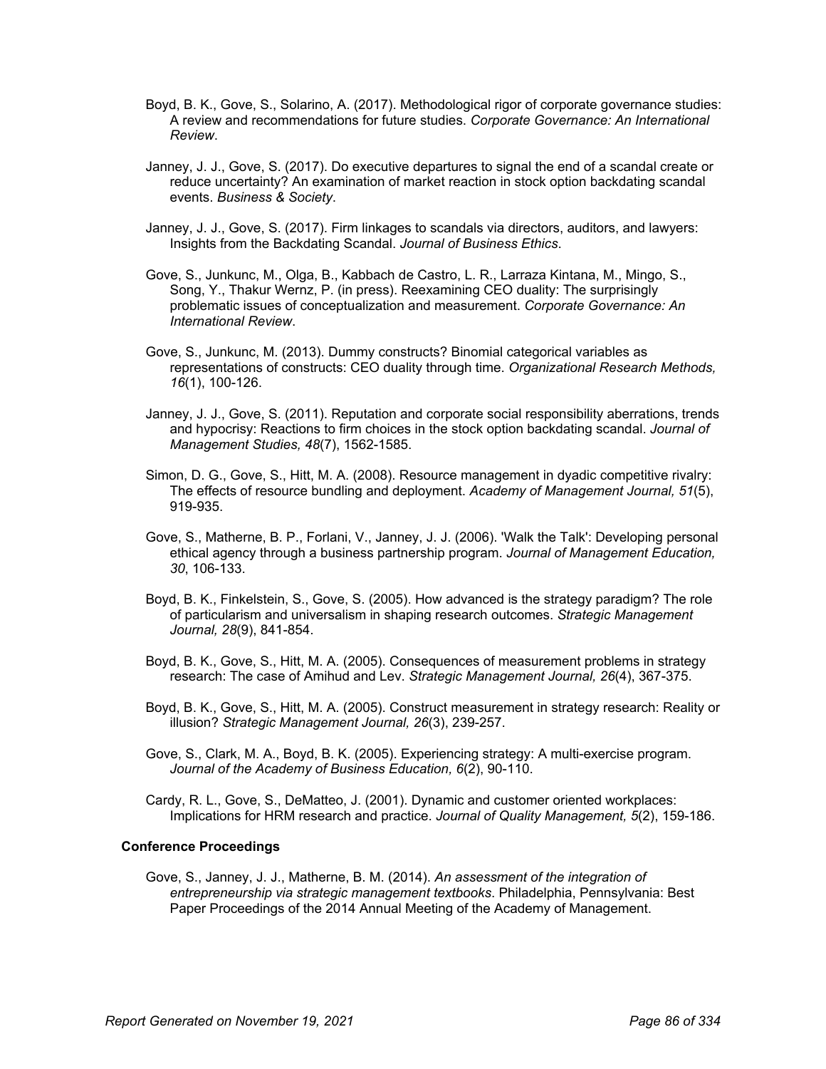Boyd, B. K., Gove, S., Solarino, A. (2017). Methodological rigor of corporate governance studies: A review and recommendations for future studies. *Corporate Governance: An International Review*.

Janney, J. J., Gove, S. (2017). Do executive departures to signal the end of a scandal create or reduce uncertainty? An examination of market reaction in stock option backdating scandal events. *Business & Society*.

Janney, J. J., Gove, S. (2017). Firm linkages to scandals via directors, auditors, and lawyers: Insights from the Backdating Scandal. *Journal of Business Ethics*.

Gove, S., Junkunc, M., Olga, B., Kabbach de Castro, L. R., Larraza Kintana, M., Mingo, S., Song, Y., Thakur Wernz, P. (in press). Reexamining CEO duality: The surprisingly problematic issues of conceptualization and measurement. *Corporate Governance: An International Review*.

Gove, S., Junkunc, M. (2013). Dummy constructs? Binomial categorical variables as representations of constructs: CEO duality through time. *Organizational Research Methods, 16*(1), 100-126.

Janney, J. J., Gove, S. (2011). Reputation and corporate social responsibility aberrations, trends and hypocrisy: Reactions to firm choices in the stock option backdating scandal. *Journal of Management Studies, 48*(7), 1562-1585.

Simon, D. G., Gove, S., Hitt, M. A. (2008). Resource management in dyadic competitive rivalry: The effects of resource bundling and deployment. *Academy of Management Journal, 51*(5), 919-935.

Gove, S., Matherne, B. P., Forlani, V., Janney, J. J. (2006). 'Walk the Talk': Developing personal ethical agency through a business partnership program. *Journal of Management Education, 30*, 106-133.

Boyd, B. K., Finkelstein, S., Gove, S. (2005). How advanced is the strategy paradigm? The role of particularism and universalism in shaping research outcomes. *Strategic Management Journal, 28*(9), 841-854.

Boyd, B. K., Gove, S., Hitt, M. A. (2005). Consequences of measurement problems in strategy research: The case of Amihud and Lev. *Strategic Management Journal, 26*(4), 367-375.

Boyd, B. K., Gove, S., Hitt, M. A. (2005). Construct measurement in strategy research: Reality or illusion? *Strategic Management Journal, 26*(3), 239-257.

Gove, S., Clark, M. A., Boyd, B. K. (2005). Experiencing strategy: A multi-exercise program. *Journal of the Academy of Business Education, 6*(2), 90-110.

Cardy, R. L., Gove, S., DeMatteo, J. (2001). Dynamic and customer oriented workplaces: Implications for HRM research and practice. *Journal of Quality Management, 5*(2), 159-186.

**Conference Proceedings**

Gove, S., Janney, J. J., Matherne, B. M. (2014). *An assessment of the integration of entrepreneurship via strategic management textbooks*. Philadelphia, Pennsylvania: Best Paper Proceedings of the 2014 Annual Meeting of the Academy of Management.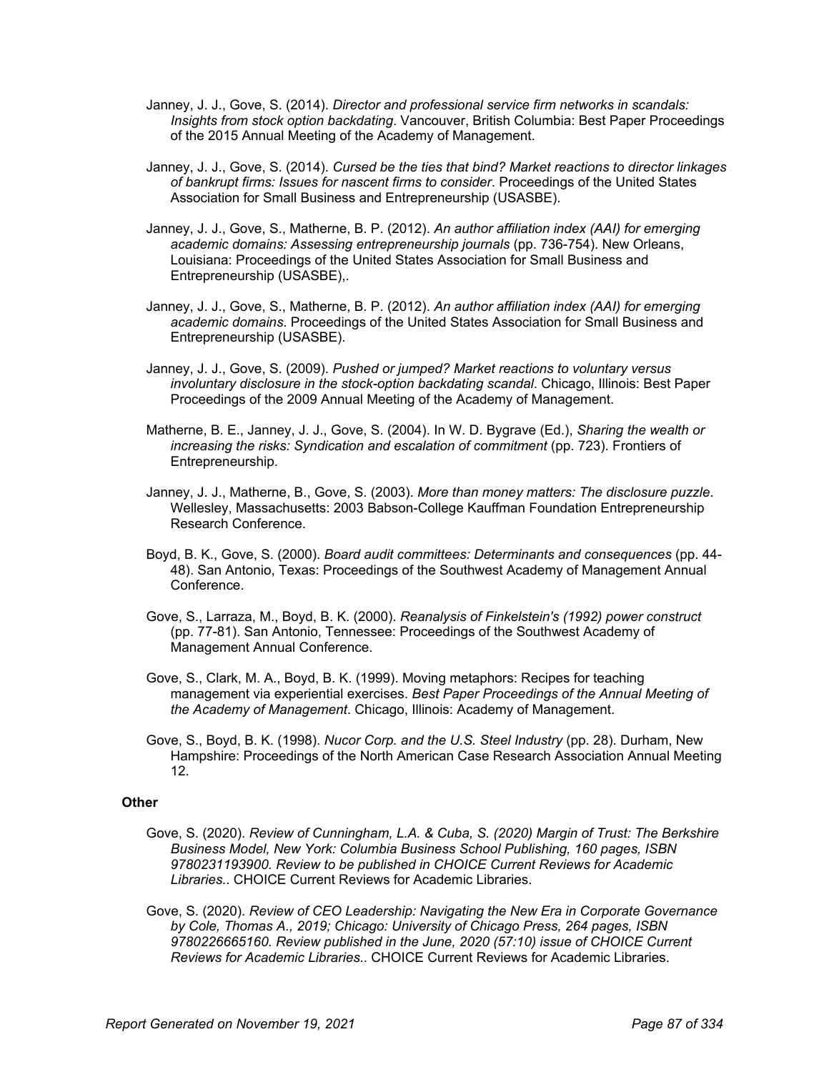Janney, J. J., Gove, S. (2014). *Director and professional service firm networks in scandals: Insights from stock option backdating*. Vancouver, British Columbia: Best Paper Proceedings of the 2015 Annual Meeting of the Academy of Management.

Janney, J. J., Gove, S. (2014). *Cursed be the ties that bind? Market reactions to director linkages of bankrupt firms: Issues for nascent firms to consider*. Proceedings of the United States Association for Small Business and Entrepreneurship (USASBE).

Janney, J. J., Gove, S., Matherne, B. P. (2012). *An author affiliation index (AAI) for emerging academic domains: Assessing entrepreneurship journals* (pp. 736-754). New Orleans, Louisiana: Proceedings of the United States Association for Small Business and Entrepreneurship (USASBE),.

Janney, J. J., Gove, S., Matherne, B. P. (2012). *An author affiliation index (AAI) for emerging academic domains*. Proceedings of the United States Association for Small Business and Entrepreneurship (USASBE).

Janney, J. J., Gove, S. (2009). *Pushed or jumped? Market reactions to voluntary versus involuntary disclosure in the stock-option backdating scandal*. Chicago, Illinois: Best Paper Proceedings of the 2009 Annual Meeting of the Academy of Management.

Matherne, B. E., Janney, J. J., Gove, S. (2004). In W. D. Bygrave (Ed.), *Sharing the wealth or increasing the risks: Syndication and escalation of commitment* (pp. 723). Frontiers of Entrepreneurship.

Janney, J. J., Matherne, B., Gove, S. (2003). *More than money matters: The disclosure puzzle*. Wellesley, Massachusetts: 2003 Babson-College Kauffman Foundation Entrepreneurship Research Conference.

Boyd, B. K., Gove, S. (2000). *Board audit committees: Determinants and consequences* (pp. 44-48). San Antonio, Texas: Proceedings of the Southwest Academy of Management Annual Conference.

Gove, S., Larraza, M., Boyd, B. K. (2000). *Reanalysis of Finkelstein's (1992) power construct* (pp. 77-81). San Antonio, Tennessee: Proceedings of the Southwest Academy of Management Annual Conference.

Gove, S., Clark, M. A., Boyd, B. K. (1999). Moving metaphors: Recipes for teaching management via experiential exercises. *Best Paper Proceedings of the Annual Meeting of the Academy of Management*. Chicago, Illinois: Academy of Management.

Gove, S., Boyd, B. K. (1998). *Nucor Corp. and the U.S. Steel Industry* (pp. 28). Durham, New Hampshire: Proceedings of the North American Case Research Association Annual Meeting 12.

**Other**

Gove, S. (2020). *Review of Cunningham, L.A. & Cuba, S. (2020) Margin of Trust: The Berkshire Business Model, New York: Columbia Business School Publishing, 160 pages, ISBN 9780231193900. Review to be published in CHOICE Current Reviews for Academic Libraries.*. CHOICE Current Reviews for Academic Libraries.

Gove, S. (2020). *Review of CEO Leadership: Navigating the New Era in Corporate Governance by Cole, Thomas A., 2019; Chicago: University of Chicago Press, 264 pages, ISBN 9780226665160. Review published in the June, 2020 (57:10) issue of CHOICE Current Reviews for Academic Libraries.*. CHOICE Current Reviews for Academic Libraries.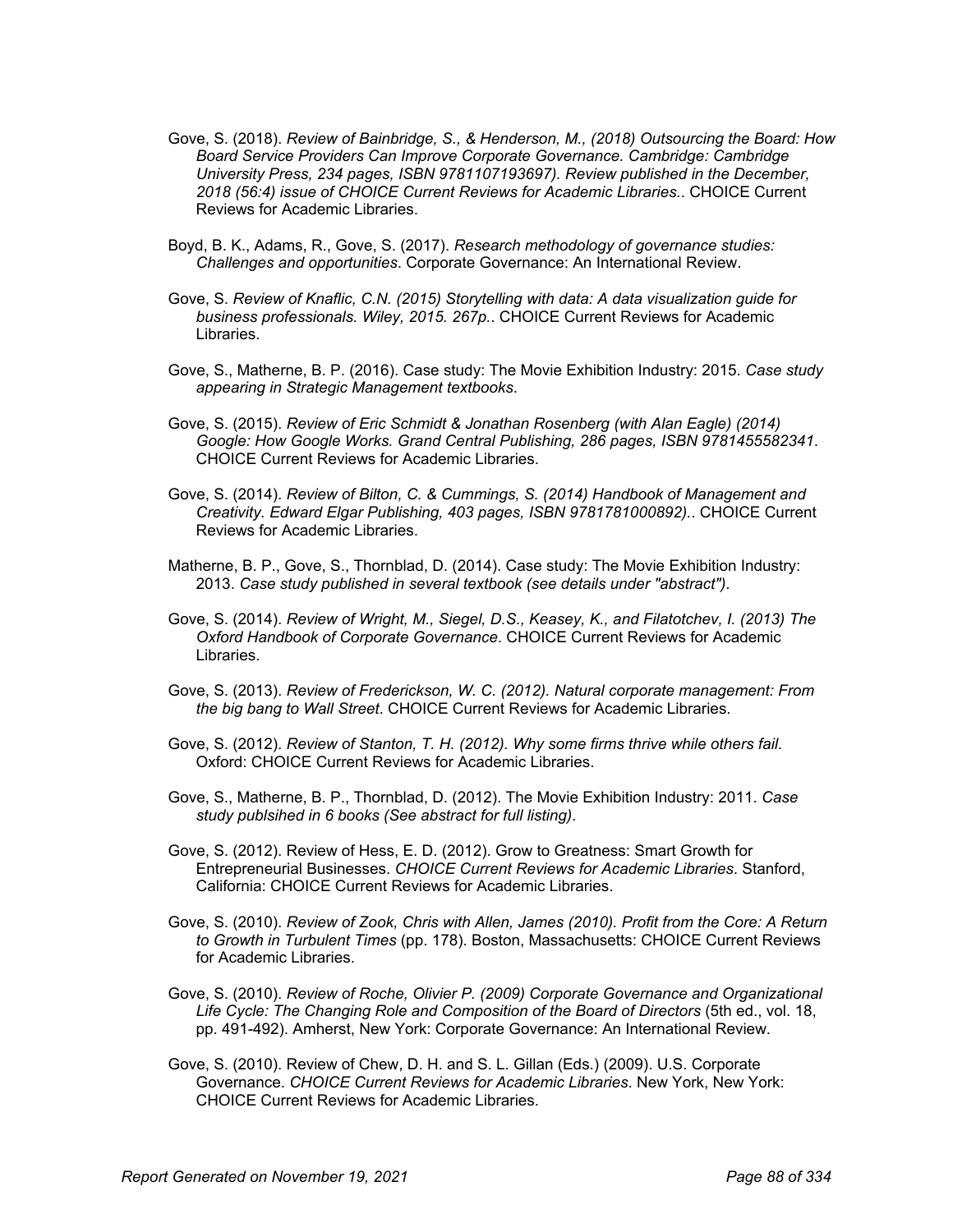Gove, S. (2018). *Review of Bainbridge, S., & Henderson, M., (2018) Outsourcing the Board: How Board Service Providers Can Improve Corporate Governance. Cambridge: Cambridge University Press, 234 pages, ISBN 9781107193697). Review published in the December, 2018 (56:4) issue of CHOICE Current Reviews for Academic Libraries.*. CHOICE Current Reviews for Academic Libraries.

Boyd, B. K., Adams, R., Gove, S. (2017). *Research methodology of governance studies: Challenges and opportunities*. Corporate Governance: An International Review.

Gove, S. *Review of Knaflic, C.N. (2015) Storytelling with data: A data visualization guide for business professionals. Wiley, 2015. 267p.*. CHOICE Current Reviews for Academic Libraries.

Gove, S., Matherne, B. P. (2016). Case study: The Movie Exhibition Industry: 2015. *Case study appearing in Strategic Management textbooks*.

Gove, S. (2015). *Review of Eric Schmidt & Jonathan Rosenberg (with Alan Eagle) (2014) Google: How Google Works. Grand Central Publishing, 286 pages, ISBN 9781455582341*. CHOICE Current Reviews for Academic Libraries.

Gove, S. (2014). *Review of Bilton, C. & Cummings, S. (2014) Handbook of Management and Creativity. Edward Elgar Publishing, 403 pages, ISBN 9781781000892).*. CHOICE Current Reviews for Academic Libraries.

Matherne, B. P., Gove, S., Thornblad, D. (2014). Case study: The Movie Exhibition Industry: 2013. *Case study published in several textbook (see details under "abstract")*.

Gove, S. (2014). *Review of Wright, M., Siegel, D.S., Keasey, K., and Filatotchev, I. (2013) The Oxford Handbook of Corporate Governance*. CHOICE Current Reviews for Academic Libraries.

Gove, S. (2013). *Review of Frederickson, W. C. (2012). Natural corporate management: From the big bang to Wall Street*. CHOICE Current Reviews for Academic Libraries.

Gove, S. (2012). *Review of Stanton, T. H. (2012). Why some firms thrive while others fail*. Oxford: CHOICE Current Reviews for Academic Libraries.

Gove, S., Matherne, B. P., Thornblad, D. (2012). The Movie Exhibition Industry: 2011. *Case study publsihed in 6 books (See abstract for full listing)*.

Gove, S. (2012). Review of Hess, E. D. (2012). Grow to Greatness: Smart Growth for Entrepreneurial Businesses. *CHOICE Current Reviews for Academic Libraries*. Stanford, California: CHOICE Current Reviews for Academic Libraries.

Gove, S. (2010). *Review of Zook, Chris with Allen, James (2010). Profit from the Core: A Return to Growth in Turbulent Times* (pp. 178). Boston, Massachusetts: CHOICE Current Reviews for Academic Libraries.

Gove, S. (2010). *Review of Roche, Olivier P. (2009) Corporate Governance and Organizational Life Cycle: The Changing Role and Composition of the Board of Directors* (5th ed., vol. 18, pp. 491-492). Amherst, New York: Corporate Governance: An International Review.

Gove, S. (2010). Review of Chew, D. H. and S. L. Gillan (Eds.) (2009). U.S. Corporate Governance. *CHOICE Current Reviews for Academic Libraries*. New York, New York: CHOICE Current Reviews for Academic Libraries.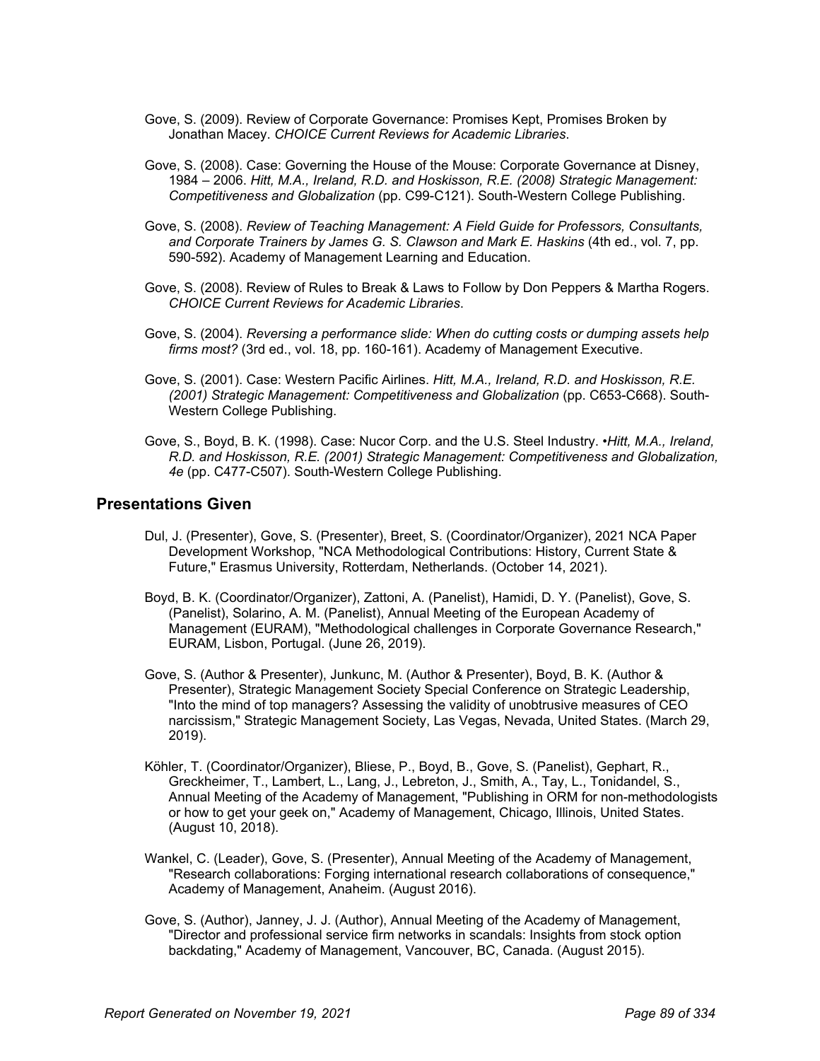Gove, S. (2009). Review of Corporate Governance: Promises Kept, Promises Broken by Jonathan Macey. *CHOICE Current Reviews for Academic Libraries*.

Gove, S. (2008). Case: Governing the House of the Mouse: Corporate Governance at Disney, 1984 – 2006. *Hitt, M.A., Ireland, R.D. and Hoskisson, R.E. (2008) Strategic Management: Competitiveness and Globalization* (pp. C99-C121). South-Western College Publishing.

Gove, S. (2008). *Review of Teaching Management: A Field Guide for Professors, Consultants, and Corporate Trainers by James G. S. Clawson and Mark E. Haskins* (4th ed., vol. 7, pp. 590-592). Academy of Management Learning and Education.

Gove, S. (2008). Review of Rules to Break & Laws to Follow by Don Peppers & Martha Rogers. *CHOICE Current Reviews for Academic Libraries*.

Gove, S. (2004). *Reversing a performance slide: When do cutting costs or dumping assets help firms most?* (3rd ed., vol. 18, pp. 160-161). Academy of Management Executive.

Gove, S. (2001). Case: Western Pacific Airlines. *Hitt, M.A., Ireland, R.D. and Hoskisson, R.E. (2001) Strategic Management: Competitiveness and Globalization* (pp. C653-C668). South-Western College Publishing.

Gove, S., Boyd, B. K. (1998). Case: Nucor Corp. and the U.S. Steel Industry. •*Hitt, M.A., Ireland, R.D. and Hoskisson, R.E. (2001) Strategic Management: Competitiveness and Globalization, 4e* (pp. C477-C507). South-Western College Publishing.

## Presentations Given

Dul, J. (Presenter), Gove, S. (Presenter), Breet, S. (Coordinator/Organizer), 2021 NCA Paper Development Workshop, "NCA Methodological Contributions: History, Current State & Future," Erasmus University, Rotterdam, Netherlands. (October 14, 2021).

Boyd, B. K. (Coordinator/Organizer), Zattoni, A. (Panelist), Hamidi, D. Y. (Panelist), Gove, S. (Panelist), Solarino, A. M. (Panelist), Annual Meeting of the European Academy of Management (EURAM), "Methodological challenges in Corporate Governance Research," EURAM, Lisbon, Portugal. (June 26, 2019).

Gove, S. (Author & Presenter), Junkunc, M. (Author & Presenter), Boyd, B. K. (Author & Presenter), Strategic Management Society Special Conference on Strategic Leadership, "Into the mind of top managers? Assessing the validity of unobtrusive measures of CEO narcissism," Strategic Management Society, Las Vegas, Nevada, United States. (March 29, 2019).

Köhler, T. (Coordinator/Organizer), Bliese, P., Boyd, B., Gove, S. (Panelist), Gephart, R., Greckheimer, T., Lambert, L., Lang, J., Lebreton, J., Smith, A., Tay, L., Tonidandel, S., Annual Meeting of the Academy of Management, "Publishing in ORM for non-methodologists or how to get your geek on," Academy of Management, Chicago, Illinois, United States. (August 10, 2018).

Wankel, C. (Leader), Gove, S. (Presenter), Annual Meeting of the Academy of Management, "Research collaborations: Forging international research collaborations of consequence," Academy of Management, Anaheim. (August 2016).

Gove, S. (Author), Janney, J. J. (Author), Annual Meeting of the Academy of Management, "Director and professional service firm networks in scandals: Insights from stock option backdating," Academy of Management, Vancouver, BC, Canada. (August 2015).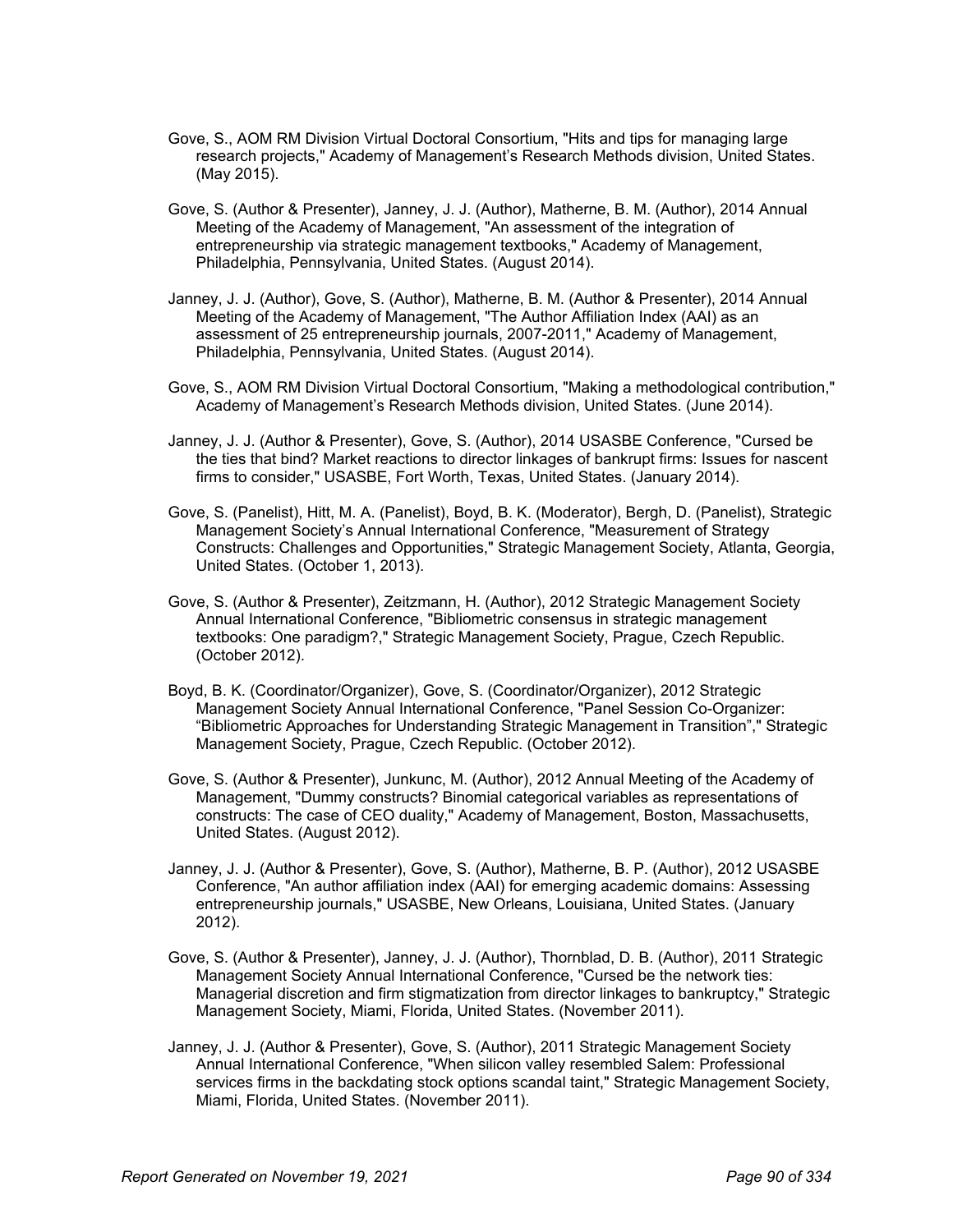Gove, S., AOM RM Division Virtual Doctoral Consortium, "Hits and tips for managing large research projects," Academy of Management's Research Methods division, United States. (May 2015).

Gove, S. (Author & Presenter), Janney, J. J. (Author), Matherne, B. M. (Author), 2014 Annual Meeting of the Academy of Management, "An assessment of the integration of entrepreneurship via strategic management textbooks," Academy of Management, Philadelphia, Pennsylvania, United States. (August 2014).

Janney, J. J. (Author), Gove, S. (Author), Matherne, B. M. (Author & Presenter), 2014 Annual Meeting of the Academy of Management, "The Author Affiliation Index (AAI) as an assessment of 25 entrepreneurship journals, 2007-2011," Academy of Management, Philadelphia, Pennsylvania, United States. (August 2014).

Gove, S., AOM RM Division Virtual Doctoral Consortium, "Making a methodological contribution," Academy of Management's Research Methods division, United States. (June 2014).

Janney, J. J. (Author & Presenter), Gove, S. (Author), 2014 USASBE Conference, "Cursed be the ties that bind? Market reactions to director linkages of bankrupt firms: Issues for nascent firms to consider," USASBE, Fort Worth, Texas, United States. (January 2014).

Gove, S. (Panelist), Hitt, M. A. (Panelist), Boyd, B. K. (Moderator), Bergh, D. (Panelist), Strategic Management Society's Annual International Conference, "Measurement of Strategy Constructs: Challenges and Opportunities," Strategic Management Society, Atlanta, Georgia, United States. (October 1, 2013).

Gove, S. (Author & Presenter), Zeitzmann, H. (Author), 2012 Strategic Management Society Annual International Conference, "Bibliometric consensus in strategic management textbooks: One paradigm?," Strategic Management Society, Prague, Czech Republic. (October 2012).

Boyd, B. K. (Coordinator/Organizer), Gove, S. (Coordinator/Organizer), 2012 Strategic Management Society Annual International Conference, "Panel Session Co-Organizer: "Bibliometric Approaches for Understanding Strategic Management in Transition"," Strategic Management Society, Prague, Czech Republic. (October 2012).

Gove, S. (Author & Presenter), Junkunc, M. (Author), 2012 Annual Meeting of the Academy of Management, "Dummy constructs? Binomial categorical variables as representations of constructs: The case of CEO duality," Academy of Management, Boston, Massachusetts, United States. (August 2012).

Janney, J. J. (Author & Presenter), Gove, S. (Author), Matherne, B. P. (Author), 2012 USASBE Conference, "An author affiliation index (AAI) for emerging academic domains: Assessing entrepreneurship journals," USASBE, New Orleans, Louisiana, United States. (January 2012).

Gove, S. (Author & Presenter), Janney, J. J. (Author), Thornblad, D. B. (Author), 2011 Strategic Management Society Annual International Conference, "Cursed be the network ties: Managerial discretion and firm stigmatization from director linkages to bankruptcy," Strategic Management Society, Miami, Florida, United States. (November 2011).

Janney, J. J. (Author & Presenter), Gove, S. (Author), 2011 Strategic Management Society Annual International Conference, "When silicon valley resembled Salem: Professional services firms in the backdating stock options scandal taint," Strategic Management Society, Miami, Florida, United States. (November 2011).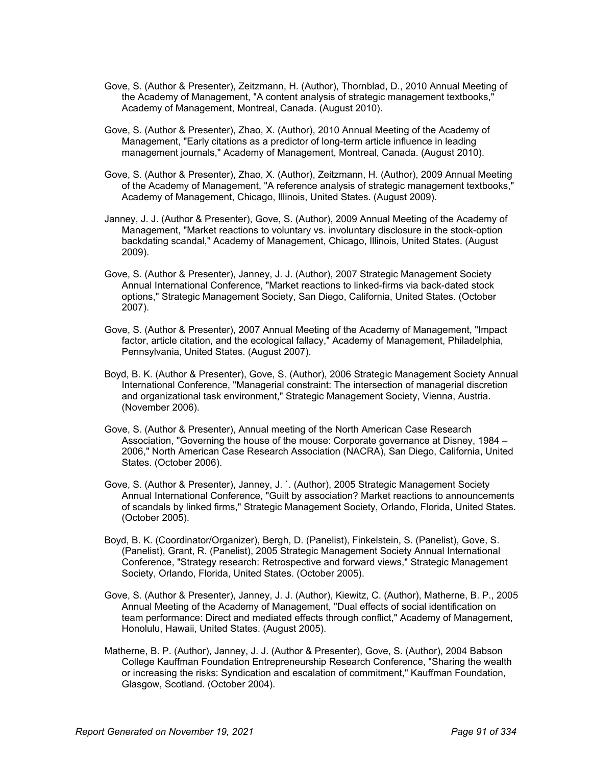Gove, S. (Author & Presenter), Zeitzmann, H. (Author), Thornblad, D., 2010 Annual Meeting of the Academy of Management, "A content analysis of strategic management textbooks," Academy of Management, Montreal, Canada. (August 2010).

Gove, S. (Author & Presenter), Zhao, X. (Author), 2010 Annual Meeting of the Academy of Management, "Early citations as a predictor of long-term article influence in leading management journals," Academy of Management, Montreal, Canada. (August 2010).

Gove, S. (Author & Presenter), Zhao, X. (Author), Zeitzmann, H. (Author), 2009 Annual Meeting of the Academy of Management, "A reference analysis of strategic management textbooks," Academy of Management, Chicago, Illinois, United States. (August 2009).

Janney, J. J. (Author & Presenter), Gove, S. (Author), 2009 Annual Meeting of the Academy of Management, "Market reactions to voluntary vs. involuntary disclosure in the stock-option backdating scandal," Academy of Management, Chicago, Illinois, United States. (August 2009).

Gove, S. (Author & Presenter), Janney, J. J. (Author), 2007 Strategic Management Society Annual International Conference, "Market reactions to linked-firms via back-dated stock options," Strategic Management Society, San Diego, California, United States. (October 2007).

Gove, S. (Author & Presenter), 2007 Annual Meeting of the Academy of Management, "Impact factor, article citation, and the ecological fallacy," Academy of Management, Philadelphia, Pennsylvania, United States. (August 2007).

Boyd, B. K. (Author & Presenter), Gove, S. (Author), 2006 Strategic Management Society Annual International Conference, "Managerial constraint: The intersection of managerial discretion and organizational task environment," Strategic Management Society, Vienna, Austria. (November 2006).

Gove, S. (Author & Presenter), Annual meeting of the North American Case Research Association, "Governing the house of the mouse: Corporate governance at Disney, 1984 – 2006," North American Case Research Association (NACRA), San Diego, California, United States. (October 2006).

Gove, S. (Author & Presenter), Janney, J. `. (Author), 2005 Strategic Management Society Annual International Conference, "Guilt by association? Market reactions to announcements of scandals by linked firms," Strategic Management Society, Orlando, Florida, United States. (October 2005).

Boyd, B. K. (Coordinator/Organizer), Bergh, D. (Panelist), Finkelstein, S. (Panelist), Gove, S. (Panelist), Grant, R. (Panelist), 2005 Strategic Management Society Annual International Conference, "Strategy research: Retrospective and forward views," Strategic Management Society, Orlando, Florida, United States. (October 2005).

Gove, S. (Author & Presenter), Janney, J. J. (Author), Kiewitz, C. (Author), Matherne, B. P., 2005 Annual Meeting of the Academy of Management, "Dual effects of social identification on team performance: Direct and mediated effects through conflict," Academy of Management, Honolulu, Hawaii, United States. (August 2005).

Matherne, B. P. (Author), Janney, J. J. (Author & Presenter), Gove, S. (Author), 2004 Babson College Kauffman Foundation Entrepreneurship Research Conference, "Sharing the wealth or increasing the risks: Syndication and escalation of commitment," Kauffman Foundation, Glasgow, Scotland. (October 2004).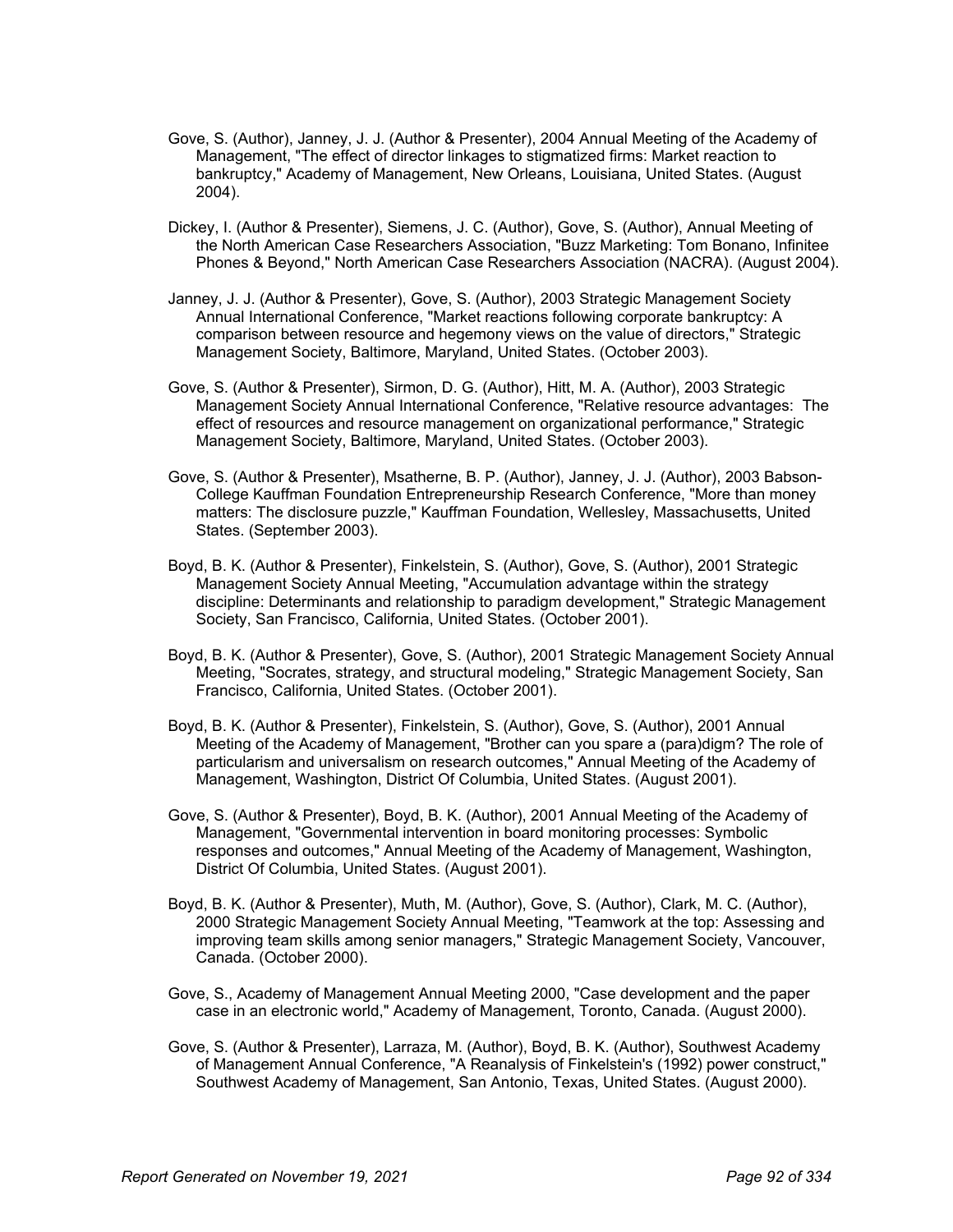Gove, S. (Author), Janney, J. J. (Author & Presenter), 2004 Annual Meeting of the Academy of Management, "The effect of director linkages to stigmatized firms: Market reaction to bankruptcy," Academy of Management, New Orleans, Louisiana, United States. (August 2004).

Dickey, I. (Author & Presenter), Siemens, J. C. (Author), Gove, S. (Author), Annual Meeting of the North American Case Researchers Association, "Buzz Marketing: Tom Bonano, Infinitee Phones & Beyond," North American Case Researchers Association (NACRA). (August 2004).

Janney, J. J. (Author & Presenter), Gove, S. (Author), 2003 Strategic Management Society Annual International Conference, "Market reactions following corporate bankruptcy: A comparison between resource and hegemony views on the value of directors," Strategic Management Society, Baltimore, Maryland, United States. (October 2003).

Gove, S. (Author & Presenter), Sirmon, D. G. (Author), Hitt, M. A. (Author), 2003 Strategic Management Society Annual International Conference, "Relative resource advantages: The effect of resources and resource management on organizational performance," Strategic Management Society, Baltimore, Maryland, United States. (October 2003).

Gove, S. (Author & Presenter), Msatherne, B. P. (Author), Janney, J. J. (Author), 2003 Babson-College Kauffman Foundation Entrepreneurship Research Conference, "More than money matters: The disclosure puzzle," Kauffman Foundation, Wellesley, Massachusetts, United States. (September 2003).

Boyd, B. K. (Author & Presenter), Finkelstein, S. (Author), Gove, S. (Author), 2001 Strategic Management Society Annual Meeting, "Accumulation advantage within the strategy discipline: Determinants and relationship to paradigm development," Strategic Management Society, San Francisco, California, United States. (October 2001).

Boyd, B. K. (Author & Presenter), Gove, S. (Author), 2001 Strategic Management Society Annual Meeting, "Socrates, strategy, and structural modeling," Strategic Management Society, San Francisco, California, United States. (October 2001).

Boyd, B. K. (Author & Presenter), Finkelstein, S. (Author), Gove, S. (Author), 2001 Annual Meeting of the Academy of Management, "Brother can you spare a (para)digm? The role of particularism and universalism on research outcomes," Annual Meeting of the Academy of Management, Washington, District Of Columbia, United States. (August 2001).

Gove, S. (Author & Presenter), Boyd, B. K. (Author), 2001 Annual Meeting of the Academy of Management, "Governmental intervention in board monitoring processes: Symbolic responses and outcomes," Annual Meeting of the Academy of Management, Washington, District Of Columbia, United States. (August 2001).

Boyd, B. K. (Author & Presenter), Muth, M. (Author), Gove, S. (Author), Clark, M. C. (Author), 2000 Strategic Management Society Annual Meeting, "Teamwork at the top: Assessing and improving team skills among senior managers," Strategic Management Society, Vancouver, Canada. (October 2000).

Gove, S., Academy of Management Annual Meeting 2000, "Case development and the paper case in an electronic world," Academy of Management, Toronto, Canada. (August 2000).

Gove, S. (Author & Presenter), Larraza, M. (Author), Boyd, B. K. (Author), Southwest Academy of Management Annual Conference, "A Reanalysis of Finkelstein's (1992) power construct," Southwest Academy of Management, San Antonio, Texas, United States. (August 2000).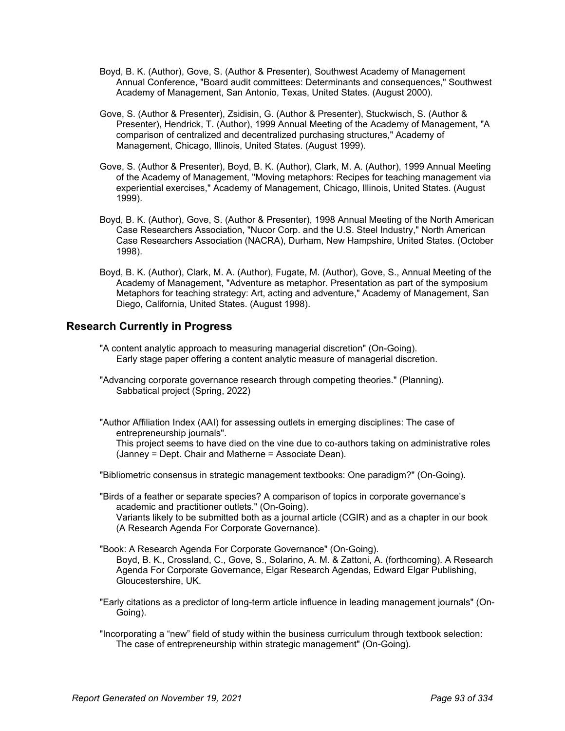Boyd, B. K. (Author), Gove, S. (Author & Presenter), Southwest Academy of Management Annual Conference, "Board audit committees: Determinants and consequences," Southwest Academy of Management, San Antonio, Texas, United States. (August 2000).

Gove, S. (Author & Presenter), Zsidisin, G. (Author & Presenter), Stuckwisch, S. (Author & Presenter), Hendrick, T. (Author), 1999 Annual Meeting of the Academy of Management, "A comparison of centralized and decentralized purchasing structures," Academy of Management, Chicago, Illinois, United States. (August 1999).

Gove, S. (Author & Presenter), Boyd, B. K. (Author), Clark, M. A. (Author), 1999 Annual Meeting of the Academy of Management, "Moving metaphors: Recipes for teaching management via experiential exercises," Academy of Management, Chicago, Illinois, United States. (August 1999).

Boyd, B. K. (Author), Gove, S. (Author & Presenter), 1998 Annual Meeting of the North American Case Researchers Association, "Nucor Corp. and the U.S. Steel Industry," North American Case Researchers Association (NACRA), Durham, New Hampshire, United States. (October 1998).

Boyd, B. K. (Author), Clark, M. A. (Author), Fugate, M. (Author), Gove, S., Annual Meeting of the Academy of Management, "Adventure as metaphor. Presentation as part of the symposium Metaphors for teaching strategy: Art, acting and adventure," Academy of Management, San Diego, California, United States. (August 1998).

## Research Currently in Progress

"A content analytic approach to measuring managerial discretion" (On-Going).
Early stage paper offering a content analytic measure of managerial discretion.

"Advancing corporate governance research through competing theories." (Planning).
Sabbatical project (Spring, 2022)

"Author Affiliation Index (AAI) for assessing outlets in emerging disciplines: The case of entrepreneurship journals".
This project seems to have died on the vine due to co-authors taking on administrative roles (Janney = Dept. Chair and Matherne = Associate Dean).

"Bibliometric consensus in strategic management textbooks: One paradigm?" (On-Going).

"Birds of a feather or separate species? A comparison of topics in corporate governance's academic and practitioner outlets." (On-Going).
Variants likely to be submitted both as a journal article (CGIR) and as a chapter in our book (A Research Agenda For Corporate Governance).

"Book: A Research Agenda For Corporate Governance" (On-Going).
Boyd, B. K., Crossland, C., Gove, S., Solarino, A. M. & Zattoni, A. (forthcoming). A Research Agenda For Corporate Governance, Elgar Research Agendas, Edward Elgar Publishing, Gloucestershire, UK.

"Early citations as a predictor of long-term article influence in leading management journals" (On-Going).

"Incorporating a "new" field of study within the business curriculum through textbook selection: The case of entrepreneurship within strategic management" (On-Going).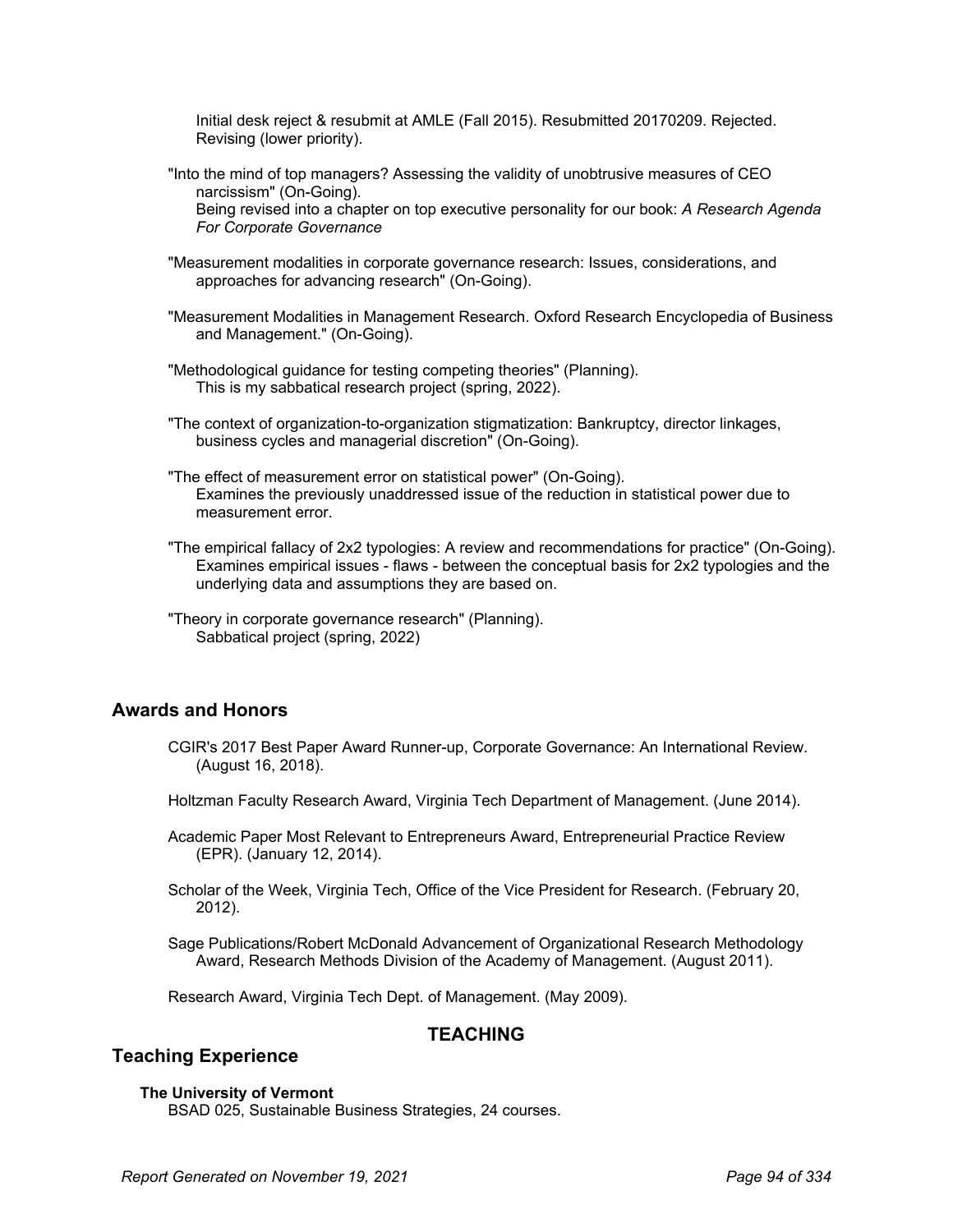Initial desk reject & resubmit at AMLE (Fall 2015). Resubmitted 20170209. Rejected. Revising (lower priority).

"Into the mind of top managers? Assessing the validity of unobtrusive measures of CEO narcissism" (On-Going).
Being revised into a chapter on top executive personality for our book: *A Research Agenda For Corporate Governance*

"Measurement modalities in corporate governance research: Issues, considerations, and approaches for advancing research" (On-Going).

"Measurement Modalities in Management Research. Oxford Research Encyclopedia of Business and Management." (On-Going).

"Methodological guidance for testing competing theories" (Planning).
This is my sabbatical research project (spring, 2022).

"The context of organization-to-organization stigmatization: Bankruptcy, director linkages, business cycles and managerial discretion" (On-Going).

"The effect of measurement error on statistical power" (On-Going).
Examines the previously unaddressed issue of the reduction in statistical power due to measurement error.

"The empirical fallacy of 2x2 typologies: A review and recommendations for practice" (On-Going).
Examines empirical issues - flaws - between the conceptual basis for 2x2 typologies and the underlying data and assumptions they are based on.

"Theory in corporate governance research" (Planning).
Sabbatical project (spring, 2022)

## Awards and Honors

CGIR's 2017 Best Paper Award Runner-up, Corporate Governance: An International Review. (August 16, 2018).

Holtzman Faculty Research Award, Virginia Tech Department of Management. (June 2014).

Academic Paper Most Relevant to Entrepreneurs Award, Entrepreneurial Practice Review (EPR). (January 12, 2014).

Scholar of the Week, Virginia Tech, Office of the Vice President for Research. (February 20, 2012).

Sage Publications/Robert McDonald Advancement of Organizational Research Methodology Award, Research Methods Division of the Academy of Management. (August 2011).

Research Award, Virginia Tech Dept. of Management. (May 2009).

# TEACHING

## Teaching Experience

### The University of Vermont

BSAD 025, Sustainable Business Strategies, 24 courses.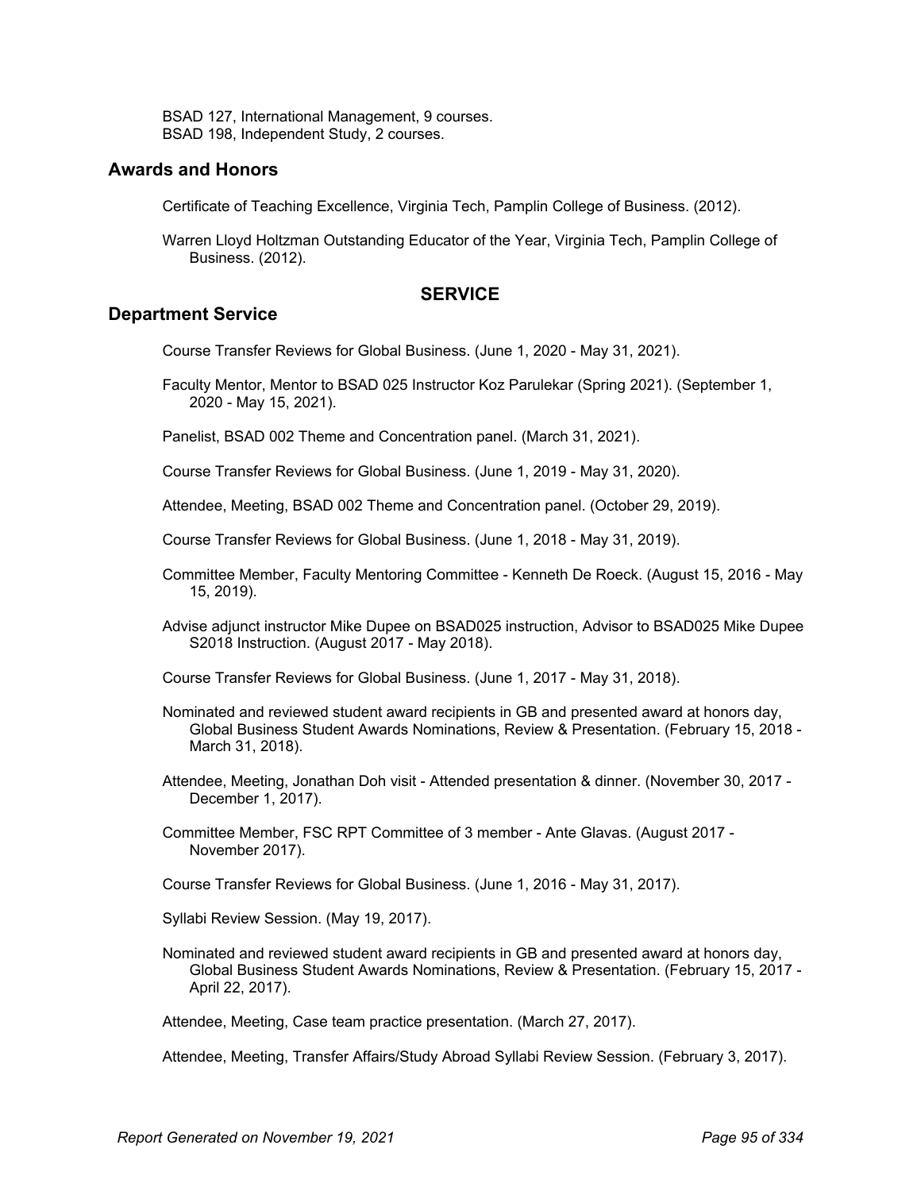BSAD 127, International Management, 9 courses.
BSAD 198, Independent Study, 2 courses.

## Awards and Honors

Certificate of Teaching Excellence, Virginia Tech, Pamplin College of Business. (2012).

Warren Lloyd Holtzman Outstanding Educator of the Year, Virginia Tech, Pamplin College of Business. (2012).

# SERVICE

## Department Service

Course Transfer Reviews for Global Business. (June 1, 2020 - May 31, 2021).

Faculty Mentor, Mentor to BSAD 025 Instructor Koz Parulekar (Spring 2021). (September 1, 2020 - May 15, 2021).

Panelist, BSAD 002 Theme and Concentration panel. (March 31, 2021).

Course Transfer Reviews for Global Business. (June 1, 2019 - May 31, 2020).

Attendee, Meeting, BSAD 002 Theme and Concentration panel. (October 29, 2019).

Course Transfer Reviews for Global Business. (June 1, 2018 - May 31, 2019).

Committee Member, Faculty Mentoring Committee - Kenneth De Roeck. (August 15, 2016 - May 15, 2019).

Advise adjunct instructor Mike Dupee on BSAD025 instruction, Advisor to BSAD025 Mike Dupee S2018 Instruction. (August 2017 - May 2018).

Course Transfer Reviews for Global Business. (June 1, 2017 - May 31, 2018).

Nominated and reviewed student award recipients in GB and presented award at honors day, Global Business Student Awards Nominations, Review & Presentation. (February 15, 2018 - March 31, 2018).

Attendee, Meeting, Jonathan Doh visit - Attended presentation & dinner. (November 30, 2017 - December 1, 2017).

Committee Member, FSC RPT Committee of 3 member - Ante Glavas. (August 2017 - November 2017).

Course Transfer Reviews for Global Business. (June 1, 2016 - May 31, 2017).

Syllabi Review Session. (May 19, 2017).

Nominated and reviewed student award recipients in GB and presented award at honors day, Global Business Student Awards Nominations, Review & Presentation. (February 15, 2017 - April 22, 2017).

Attendee, Meeting, Case team practice presentation. (March 27, 2017).

Attendee, Meeting, Transfer Affairs/Study Abroad Syllabi Review Session. (February 3, 2017).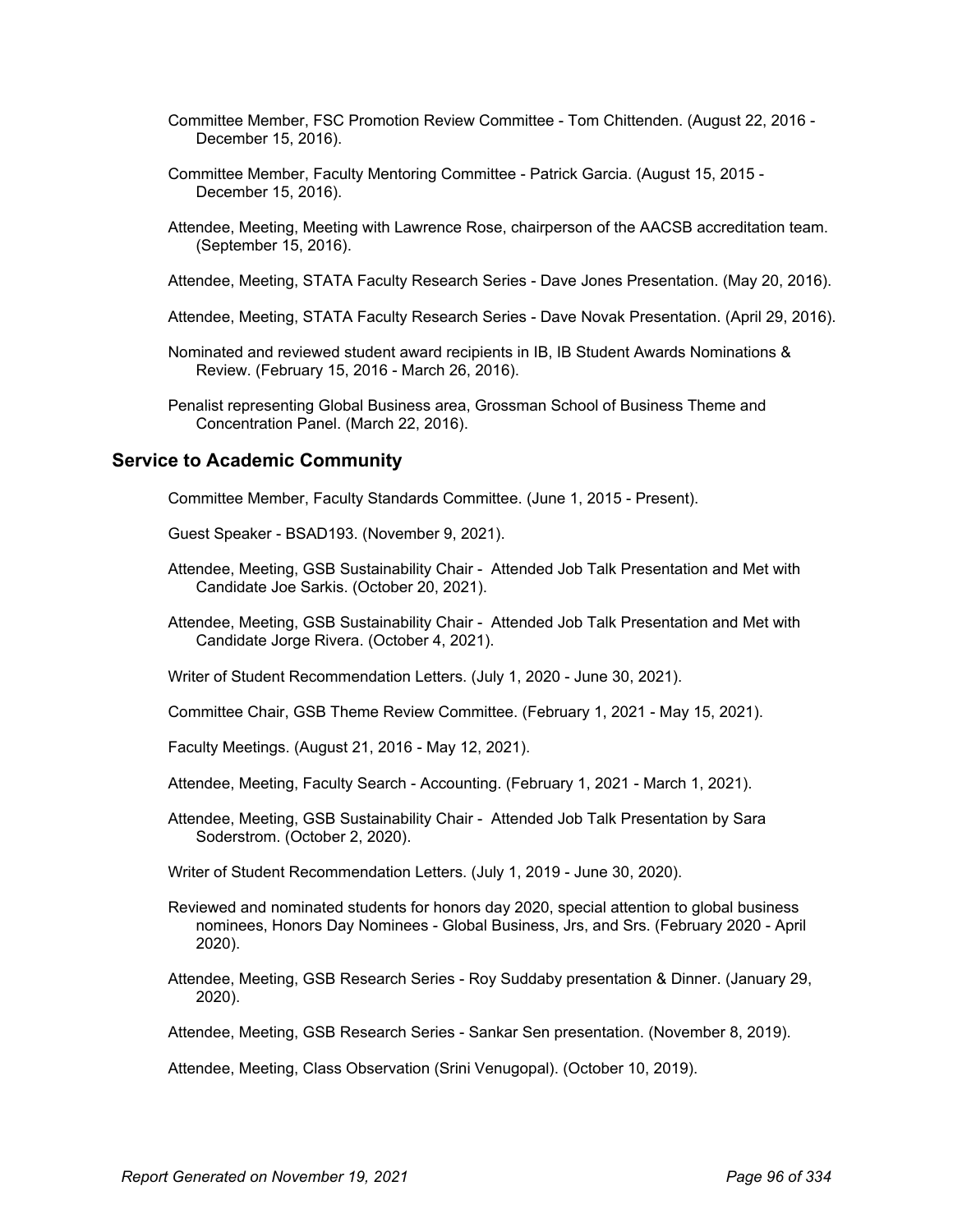Committee Member, FSC Promotion Review Committee - Tom Chittenden. (August 22, 2016 - December 15, 2016).

Committee Member, Faculty Mentoring Committee - Patrick Garcia. (August 15, 2015 - December 15, 2016).

Attendee, Meeting, Meeting with Lawrence Rose, chairperson of the AACSB accreditation team. (September 15, 2016).

Attendee, Meeting, STATA Faculty Research Series - Dave Jones Presentation. (May 20, 2016).

Attendee, Meeting, STATA Faculty Research Series - Dave Novak Presentation. (April 29, 2016).

Nominated and reviewed student award recipients in IB, IB Student Awards Nominations & Review. (February 15, 2016 - March 26, 2016).

Penalist representing Global Business area, Grossman School of Business Theme and Concentration Panel. (March 22, 2016).

## Service to Academic Community

Committee Member, Faculty Standards Committee. (June 1, 2015 - Present).

Guest Speaker - BSAD193. (November 9, 2021).

Attendee, Meeting, GSB Sustainability Chair - Attended Job Talk Presentation and Met with Candidate Joe Sarkis. (October 20, 2021).

Attendee, Meeting, GSB Sustainability Chair - Attended Job Talk Presentation and Met with Candidate Jorge Rivera. (October 4, 2021).

Writer of Student Recommendation Letters. (July 1, 2020 - June 30, 2021).

Committee Chair, GSB Theme Review Committee. (February 1, 2021 - May 15, 2021).

Faculty Meetings. (August 21, 2016 - May 12, 2021).

Attendee, Meeting, Faculty Search - Accounting. (February 1, 2021 - March 1, 2021).

Attendee, Meeting, GSB Sustainability Chair - Attended Job Talk Presentation by Sara Soderstrom. (October 2, 2020).

Writer of Student Recommendation Letters. (July 1, 2019 - June 30, 2020).

Reviewed and nominated students for honors day 2020, special attention to global business nominees, Honors Day Nominees - Global Business, Jrs, and Srs. (February 2020 - April 2020).

Attendee, Meeting, GSB Research Series - Roy Suddaby presentation & Dinner. (January 29, 2020).

Attendee, Meeting, GSB Research Series - Sankar Sen presentation. (November 8, 2019).

Attendee, Meeting, Class Observation (Srini Venugopal). (October 10, 2019).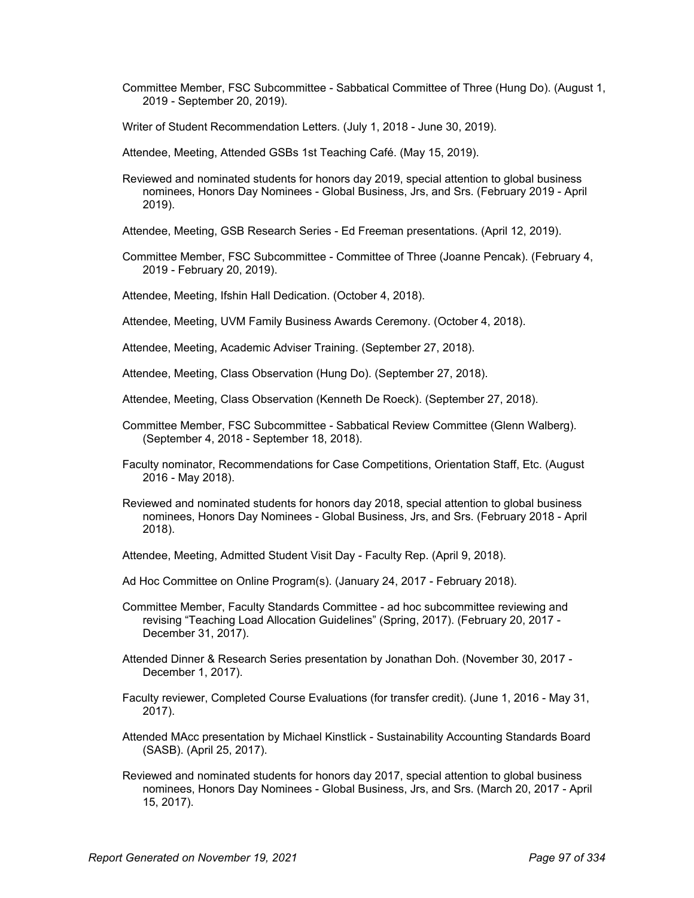Committee Member, FSC Subcommittee - Sabbatical Committee of Three (Hung Do). (August 1, 2019 - September 20, 2019).

Writer of Student Recommendation Letters. (July 1, 2018 - June 30, 2019).

Attendee, Meeting, Attended GSBs 1st Teaching Café. (May 15, 2019).

Reviewed and nominated students for honors day 2019, special attention to global business nominees, Honors Day Nominees - Global Business, Jrs, and Srs. (February 2019 - April 2019).

Attendee, Meeting, GSB Research Series - Ed Freeman presentations. (April 12, 2019).

Committee Member, FSC Subcommittee - Committee of Three (Joanne Pencak). (February 4, 2019 - February 20, 2019).

Attendee, Meeting, Ifshin Hall Dedication. (October 4, 2018).

Attendee, Meeting, UVM Family Business Awards Ceremony. (October 4, 2018).

Attendee, Meeting, Academic Adviser Training. (September 27, 2018).

Attendee, Meeting, Class Observation (Hung Do). (September 27, 2018).

Attendee, Meeting, Class Observation (Kenneth De Roeck). (September 27, 2018).

Committee Member, FSC Subcommittee - Sabbatical Review Committee (Glenn Walberg). (September 4, 2018 - September 18, 2018).

Faculty nominator, Recommendations for Case Competitions, Orientation Staff, Etc. (August 2016 - May 2018).

Reviewed and nominated students for honors day 2018, special attention to global business nominees, Honors Day Nominees - Global Business, Jrs, and Srs. (February 2018 - April 2018).

Attendee, Meeting, Admitted Student Visit Day - Faculty Rep. (April 9, 2018).

Ad Hoc Committee on Online Program(s). (January 24, 2017 - February 2018).

Committee Member, Faculty Standards Committee - ad hoc subcommittee reviewing and revising "Teaching Load Allocation Guidelines" (Spring, 2017). (February 20, 2017 - December 31, 2017).

Attended Dinner & Research Series presentation by Jonathan Doh. (November 30, 2017 - December 1, 2017).

Faculty reviewer, Completed Course Evaluations (for transfer credit). (June 1, 2016 - May 31, 2017).

Attended MAcc presentation by Michael Kinstlick - Sustainability Accounting Standards Board (SASB). (April 25, 2017).

Reviewed and nominated students for honors day 2017, special attention to global business nominees, Honors Day Nominees - Global Business, Jrs, and Srs. (March 20, 2017 - April 15, 2017).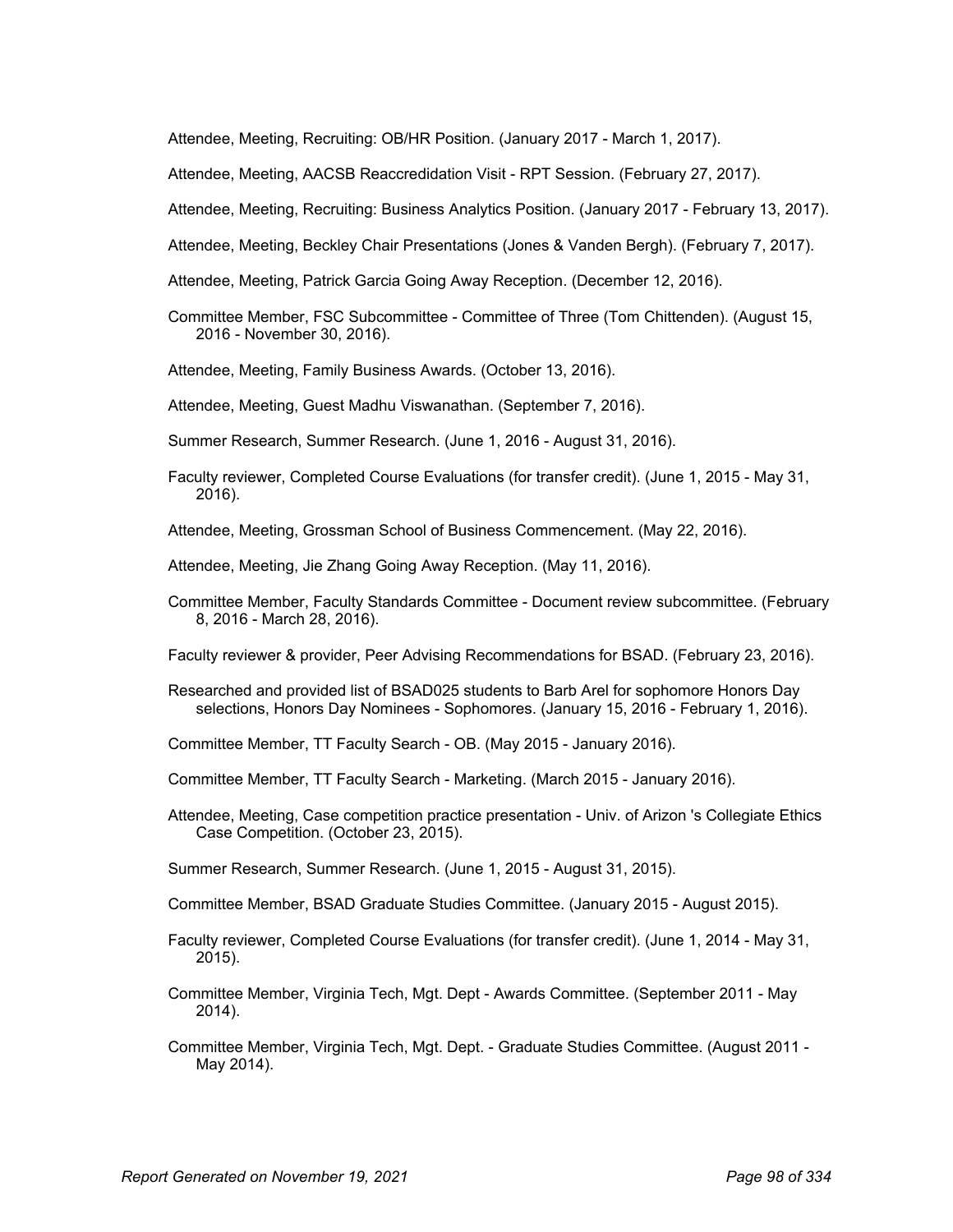Attendee, Meeting, Recruiting: OB/HR Position. (January 2017 - March 1, 2017).

Attendee, Meeting, AACSB Reaccredidation Visit - RPT Session. (February 27, 2017).

Attendee, Meeting, Recruiting: Business Analytics Position. (January 2017 - February 13, 2017).

Attendee, Meeting, Beckley Chair Presentations (Jones & Vanden Bergh). (February 7, 2017).

Attendee, Meeting, Patrick Garcia Going Away Reception. (December 12, 2016).

Committee Member, FSC Subcommittee - Committee of Three (Tom Chittenden). (August 15, 2016 - November 30, 2016).

Attendee, Meeting, Family Business Awards. (October 13, 2016).

Attendee, Meeting, Guest Madhu Viswanathan. (September 7, 2016).

Summer Research, Summer Research. (June 1, 2016 - August 31, 2016).

Faculty reviewer, Completed Course Evaluations (for transfer credit). (June 1, 2015 - May 31, 2016).

Attendee, Meeting, Grossman School of Business Commencement. (May 22, 2016).

Attendee, Meeting, Jie Zhang Going Away Reception. (May 11, 2016).

Committee Member, Faculty Standards Committee - Document review subcommittee. (February 8, 2016 - March 28, 2016).

Faculty reviewer & provider, Peer Advising Recommendations for BSAD. (February 23, 2016).

Researched and provided list of BSAD025 students to Barb Arel for sophomore Honors Day selections, Honors Day Nominees - Sophomores. (January 15, 2016 - February 1, 2016).

Committee Member, TT Faculty Search - OB. (May 2015 - January 2016).

Committee Member, TT Faculty Search - Marketing. (March 2015 - January 2016).

Attendee, Meeting, Case competition practice presentation - Univ. of Arizon 's Collegiate Ethics Case Competition. (October 23, 2015).

Summer Research, Summer Research. (June 1, 2015 - August 31, 2015).

Committee Member, BSAD Graduate Studies Committee. (January 2015 - August 2015).

Faculty reviewer, Completed Course Evaluations (for transfer credit). (June 1, 2014 - May 31, 2015).

Committee Member, Virginia Tech, Mgt. Dept - Awards Committee. (September 2011 - May 2014).

Committee Member, Virginia Tech, Mgt. Dept. - Graduate Studies Committee. (August 2011 - May 2014).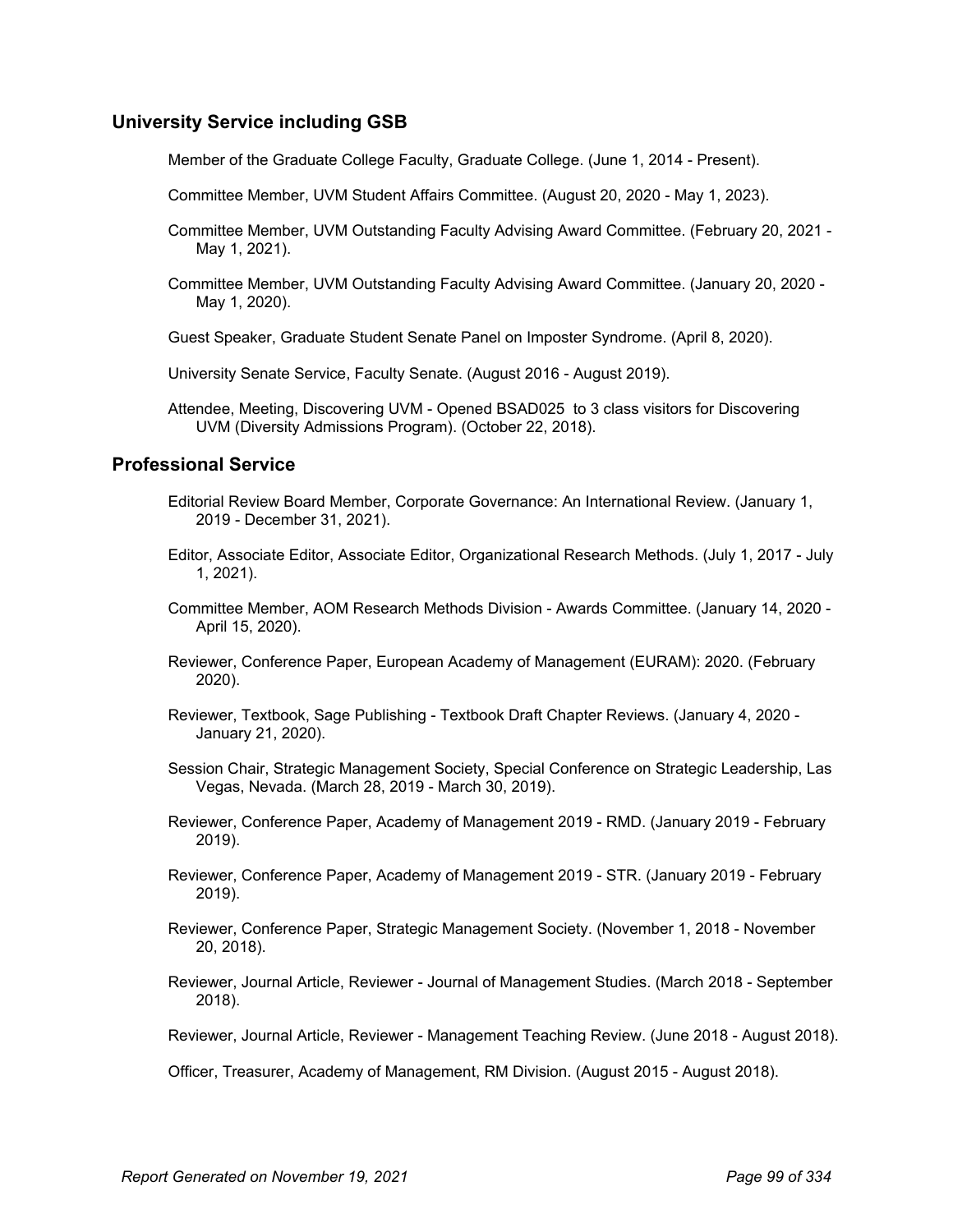## University Service including GSB

Member of the Graduate College Faculty, Graduate College. (June 1, 2014 - Present).

Committee Member, UVM Student Affairs Committee. (August 20, 2020 - May 1, 2023).

Committee Member, UVM Outstanding Faculty Advising Award Committee. (February 20, 2021 - May 1, 2021).

Committee Member, UVM Outstanding Faculty Advising Award Committee. (January 20, 2020 - May 1, 2020).

Guest Speaker, Graduate Student Senate Panel on Imposter Syndrome. (April 8, 2020).

University Senate Service, Faculty Senate. (August 2016 - August 2019).

Attendee, Meeting, Discovering UVM - Opened BSAD025 to 3 class visitors for Discovering UVM (Diversity Admissions Program). (October 22, 2018).

## Professional Service

Editorial Review Board Member, Corporate Governance: An International Review. (January 1, 2019 - December 31, 2021).

Editor, Associate Editor, Associate Editor, Organizational Research Methods. (July 1, 2017 - July 1, 2021).

Committee Member, AOM Research Methods Division - Awards Committee. (January 14, 2020 - April 15, 2020).

Reviewer, Conference Paper, European Academy of Management (EURAM): 2020. (February 2020).

Reviewer, Textbook, Sage Publishing - Textbook Draft Chapter Reviews. (January 4, 2020 - January 21, 2020).

Session Chair, Strategic Management Society, Special Conference on Strategic Leadership, Las Vegas, Nevada. (March 28, 2019 - March 30, 2019).

Reviewer, Conference Paper, Academy of Management 2019 - RMD. (January 2019 - February 2019).

Reviewer, Conference Paper, Academy of Management 2019 - STR. (January 2019 - February 2019).

Reviewer, Conference Paper, Strategic Management Society. (November 1, 2018 - November 20, 2018).

Reviewer, Journal Article, Reviewer - Journal of Management Studies. (March 2018 - September 2018).

Reviewer, Journal Article, Reviewer - Management Teaching Review. (June 2018 - August 2018).

Officer, Treasurer, Academy of Management, RM Division. (August 2015 - August 2018).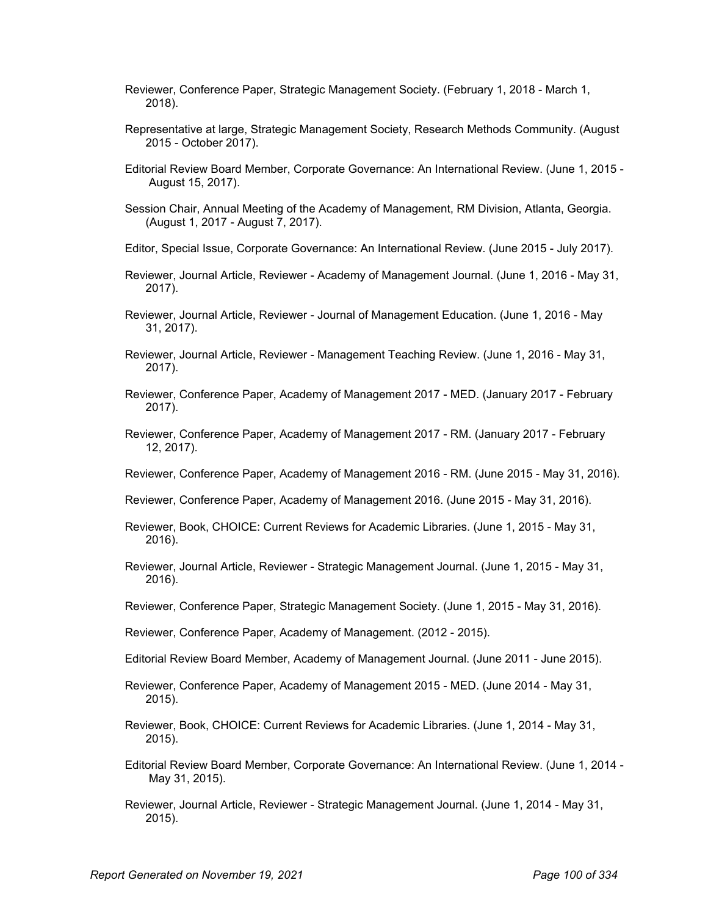Reviewer, Conference Paper, Strategic Management Society. (February 1, 2018 - March 1, 2018).

Representative at large, Strategic Management Society, Research Methods Community. (August 2015 - October 2017).

Editorial Review Board Member, Corporate Governance: An International Review. (June 1, 2015 - August 15, 2017).

Session Chair, Annual Meeting of the Academy of Management, RM Division, Atlanta, Georgia. (August 1, 2017 - August 7, 2017).

Editor, Special Issue, Corporate Governance: An International Review. (June 2015 - July 2017).

Reviewer, Journal Article, Reviewer - Academy of Management Journal. (June 1, 2016 - May 31, 2017).

Reviewer, Journal Article, Reviewer - Journal of Management Education. (June 1, 2016 - May 31, 2017).

Reviewer, Journal Article, Reviewer - Management Teaching Review. (June 1, 2016 - May 31, 2017).

Reviewer, Conference Paper, Academy of Management 2017 - MED. (January 2017 - February 2017).

Reviewer, Conference Paper, Academy of Management 2017 - RM. (January 2017 - February 12, 2017).

Reviewer, Conference Paper, Academy of Management 2016 - RM. (June 2015 - May 31, 2016).

Reviewer, Conference Paper, Academy of Management 2016. (June 2015 - May 31, 2016).

Reviewer, Book, CHOICE: Current Reviews for Academic Libraries. (June 1, 2015 - May 31, 2016).

Reviewer, Journal Article, Reviewer - Strategic Management Journal. (June 1, 2015 - May 31, 2016).

Reviewer, Conference Paper, Strategic Management Society. (June 1, 2015 - May 31, 2016).

Reviewer, Conference Paper, Academy of Management. (2012 - 2015).

Editorial Review Board Member, Academy of Management Journal. (June 2011 - June 2015).

Reviewer, Conference Paper, Academy of Management 2015 - MED. (June 2014 - May 31, 2015).

Reviewer, Book, CHOICE: Current Reviews for Academic Libraries. (June 1, 2014 - May 31, 2015).

Editorial Review Board Member, Corporate Governance: An International Review. (June 1, 2014 - May 31, 2015).

Reviewer, Journal Article, Reviewer - Strategic Management Journal. (June 1, 2014 - May 31, 2015).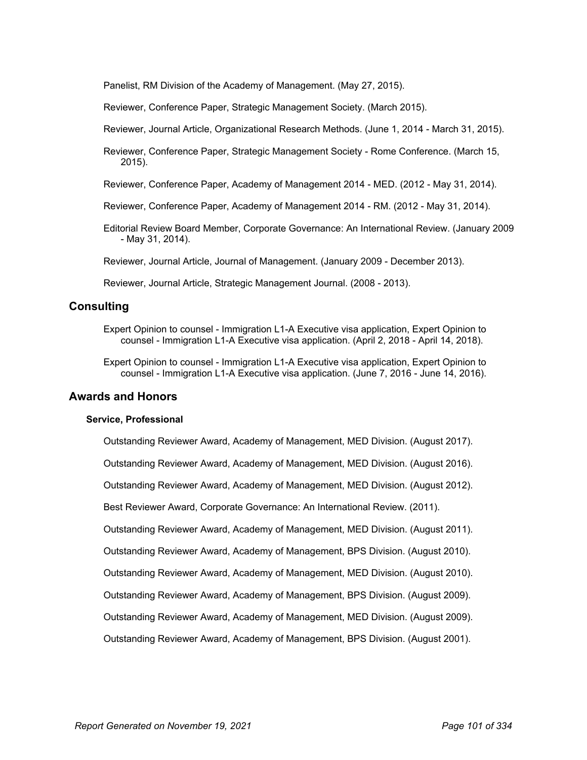Panelist, RM Division of the Academy of Management. (May 27, 2015).

Reviewer, Conference Paper, Strategic Management Society. (March 2015).

Reviewer, Journal Article, Organizational Research Methods. (June 1, 2014 - March 31, 2015).

Reviewer, Conference Paper, Strategic Management Society - Rome Conference. (March 15, 2015).

Reviewer, Conference Paper, Academy of Management 2014 - MED. (2012 - May 31, 2014).

Reviewer, Conference Paper, Academy of Management 2014 - RM. (2012 - May 31, 2014).

Editorial Review Board Member, Corporate Governance: An International Review. (January 2009 - May 31, 2014).

Reviewer, Journal Article, Journal of Management. (January 2009 - December 2013).

Reviewer, Journal Article, Strategic Management Journal. (2008 - 2013).

## Consulting

Expert Opinion to counsel - Immigration L1-A Executive visa application, Expert Opinion to counsel - Immigration L1-A Executive visa application. (April 2, 2018 - April 14, 2018).

Expert Opinion to counsel - Immigration L1-A Executive visa application, Expert Opinion to counsel - Immigration L1-A Executive visa application. (June 7, 2016 - June 14, 2016).

## Awards and Honors

### Service, Professional

Outstanding Reviewer Award, Academy of Management, MED Division. (August 2017).

Outstanding Reviewer Award, Academy of Management, MED Division. (August 2016).

Outstanding Reviewer Award, Academy of Management, MED Division. (August 2012).

Best Reviewer Award, Corporate Governance: An International Review. (2011).

Outstanding Reviewer Award, Academy of Management, MED Division. (August 2011).

Outstanding Reviewer Award, Academy of Management, BPS Division. (August 2010).

Outstanding Reviewer Award, Academy of Management, MED Division. (August 2010).

Outstanding Reviewer Award, Academy of Management, BPS Division. (August 2009).

Outstanding Reviewer Award, Academy of Management, MED Division. (August 2009).

Outstanding Reviewer Award, Academy of Management, BPS Division. (August 2001).